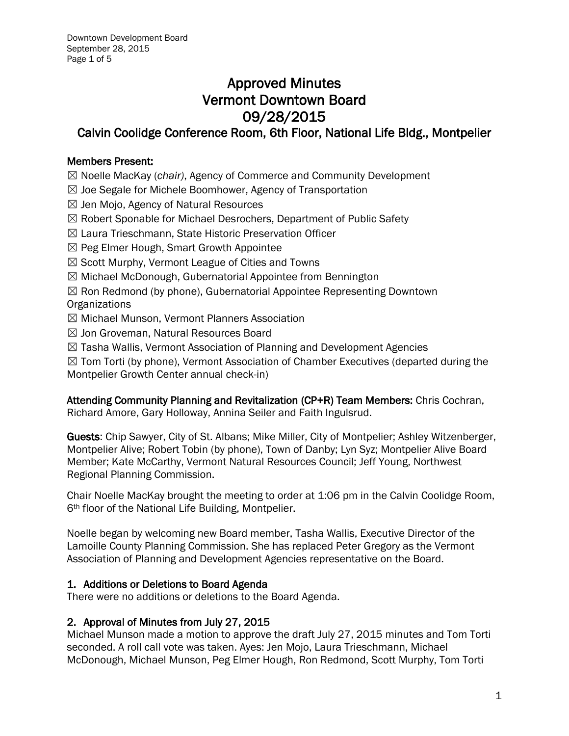# Approved Minutes
# Vermont Downtown Board
# 09/28/2015
## Calvin Coolidge Conference Room, 6th Floor, National Life Bldg., Montpelier

**Members Present:**

☒ Noelle MacKay (*chair)*, Agency of Commerce and Community Development
☒ Joe Segale for Michele Boomhower, Agency of Transportation
☒ Jen Mojo, Agency of Natural Resources
☒ Robert Sponable for Michael Desrochers, Department of Public Safety
☒ Laura Trieschmann, State Historic Preservation Officer
☒ Peg Elmer Hough, Smart Growth Appointee
☒ Scott Murphy, Vermont League of Cities and Towns
☒ Michael McDonough, Gubernatorial Appointee from Bennington
☒ Ron Redmond (by phone), Gubernatorial Appointee Representing Downtown Organizations
☒ Michael Munson, Vermont Planners Association
☒ Jon Groveman, Natural Resources Board
☒ Tasha Wallis, Vermont Association of Planning and Development Agencies
☒ Tom Torti (by phone), Vermont Association of Chamber Executives (departed during the Montpelier Growth Center annual check-in)

**Attending Community Planning and Revitalization (CP+R) Team Members:** Chris Cochran, Richard Amore, Gary Holloway, Annina Seiler and Faith Ingulsrud.

**Guests**: Chip Sawyer, City of St. Albans; Mike Miller, City of Montpelier; Ashley Witzenberger, Montpelier Alive; Robert Tobin (by phone), Town of Danby; Lyn Syz; Montpelier Alive Board Member; Kate McCarthy, Vermont Natural Resources Council; Jeff Young, Northwest Regional Planning Commission.

Chair Noelle MacKay brought the meeting to order at 1:06 pm in the Calvin Coolidge Room, 6th floor of the National Life Building, Montpelier.

Noelle began by welcoming new Board member, Tasha Wallis, Executive Director of the Lamoille County Planning Commission. She has replaced Peter Gregory as the Vermont Association of Planning and Development Agencies representative on the Board.

### 1. Additions or Deletions to Board Agenda

There were no additions or deletions to the Board Agenda.

### 2. Approval of Minutes from July 27, 2015

Michael Munson made a motion to approve the draft July 27, 2015 minutes and Tom Torti seconded. A roll call vote was taken. Ayes: Jen Mojo, Laura Trieschmann, Michael McDonough, Michael Munson, Peg Elmer Hough, Ron Redmond, Scott Murphy, Tom Torti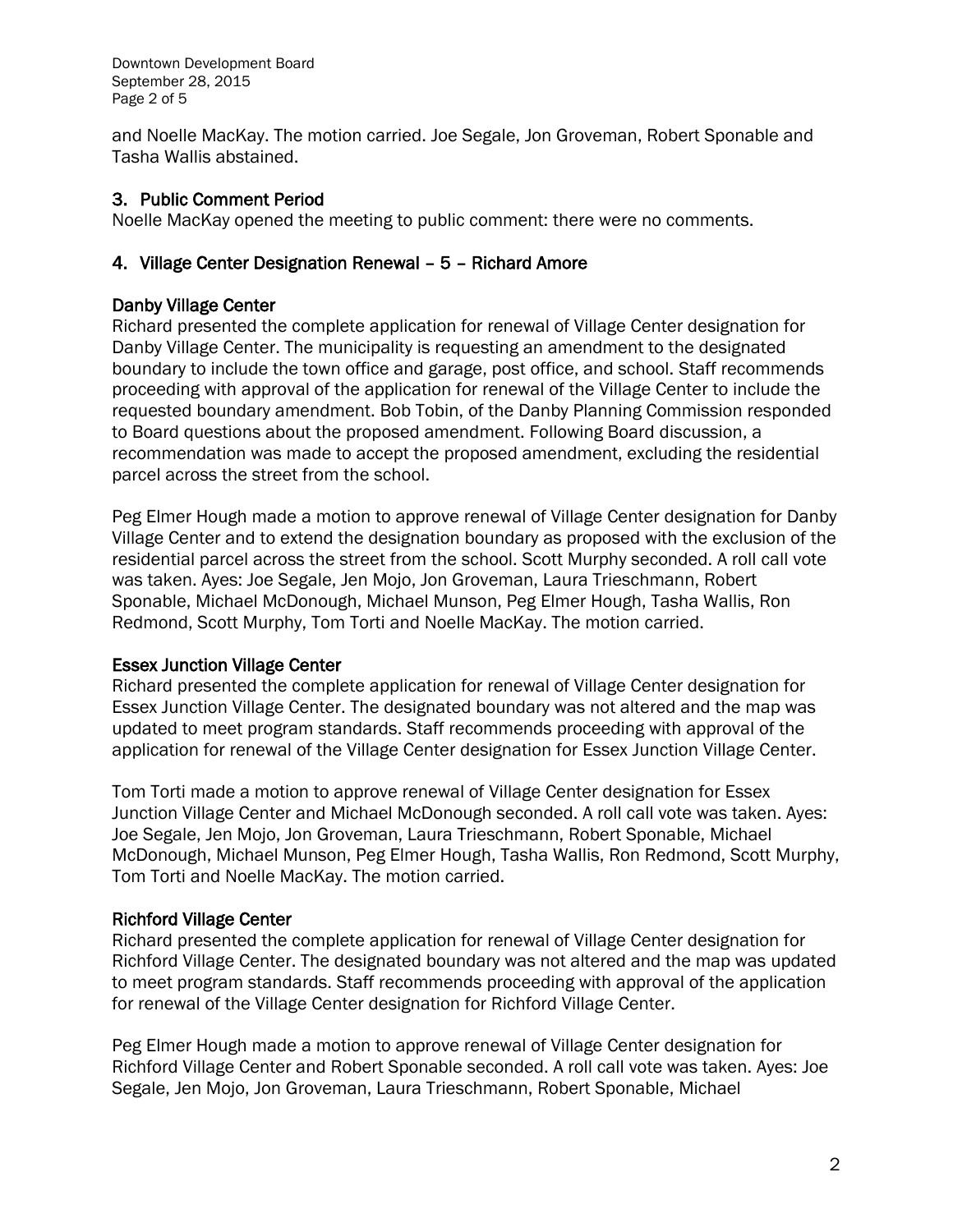and Noelle MacKay. The motion carried. Joe Segale, Jon Groveman, Robert Sponable and Tasha Wallis abstained.

## 3. Public Comment Period

Noelle MacKay opened the meeting to public comment: there were no comments.

## 4. Village Center Designation Renewal – 5 – Richard Amore

### Danby Village Center

Richard presented the complete application for renewal of Village Center designation for Danby Village Center. The municipality is requesting an amendment to the designated boundary to include the town office and garage, post office, and school. Staff recommends proceeding with approval of the application for renewal of the Village Center to include the requested boundary amendment. Bob Tobin, of the Danby Planning Commission responded to Board questions about the proposed amendment. Following Board discussion, a recommendation was made to accept the proposed amendment, excluding the residential parcel across the street from the school.

Peg Elmer Hough made a motion to approve renewal of Village Center designation for Danby Village Center and to extend the designation boundary as proposed with the exclusion of the residential parcel across the street from the school. Scott Murphy seconded. A roll call vote was taken. Ayes: Joe Segale, Jen Mojo, Jon Groveman, Laura Trieschmann, Robert Sponable, Michael McDonough, Michael Munson, Peg Elmer Hough, Tasha Wallis, Ron Redmond, Scott Murphy, Tom Torti and Noelle MacKay. The motion carried.

### Essex Junction Village Center

Richard presented the complete application for renewal of Village Center designation for Essex Junction Village Center. The designated boundary was not altered and the map was updated to meet program standards. Staff recommends proceeding with approval of the application for renewal of the Village Center designation for Essex Junction Village Center.

Tom Torti made a motion to approve renewal of Village Center designation for Essex Junction Village Center and Michael McDonough seconded. A roll call vote was taken. Ayes: Joe Segale, Jen Mojo, Jon Groveman, Laura Trieschmann, Robert Sponable, Michael McDonough, Michael Munson, Peg Elmer Hough, Tasha Wallis, Ron Redmond, Scott Murphy, Tom Torti and Noelle MacKay. The motion carried.

### Richford Village Center

Richard presented the complete application for renewal of Village Center designation for Richford Village Center. The designated boundary was not altered and the map was updated to meet program standards. Staff recommends proceeding with approval of the application for renewal of the Village Center designation for Richford Village Center.

Peg Elmer Hough made a motion to approve renewal of Village Center designation for Richford Village Center and Robert Sponable seconded. A roll call vote was taken. Ayes: Joe Segale, Jen Mojo, Jon Groveman, Laura Trieschmann, Robert Sponable, Michael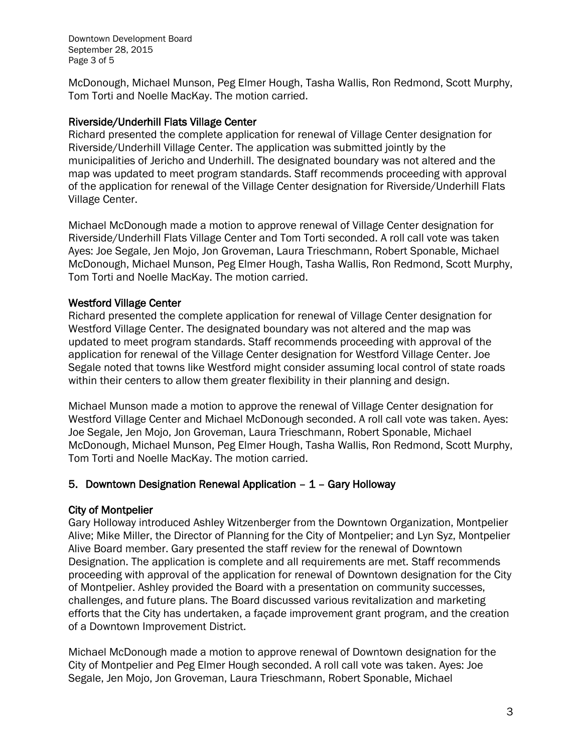McDonough, Michael Munson, Peg Elmer Hough, Tasha Wallis, Ron Redmond, Scott Murphy, Tom Torti and Noelle MacKay. The motion carried.

### Riverside/Underhill Flats Village Center

Richard presented the complete application for renewal of Village Center designation for Riverside/Underhill Village Center. The application was submitted jointly by the municipalities of Jericho and Underhill. The designated boundary was not altered and the map was updated to meet program standards. Staff recommends proceeding with approval of the application for renewal of the Village Center designation for Riverside/Underhill Flats Village Center.

Michael McDonough made a motion to approve renewal of Village Center designation for Riverside/Underhill Flats Village Center and Tom Torti seconded. A roll call vote was taken Ayes: Joe Segale, Jen Mojo, Jon Groveman, Laura Trieschmann, Robert Sponable, Michael McDonough, Michael Munson, Peg Elmer Hough, Tasha Wallis, Ron Redmond, Scott Murphy, Tom Torti and Noelle MacKay. The motion carried.

### Westford Village Center

Richard presented the complete application for renewal of Village Center designation for Westford Village Center. The designated boundary was not altered and the map was updated to meet program standards. Staff recommends proceeding with approval of the application for renewal of the Village Center designation for Westford Village Center. Joe Segale noted that towns like Westford might consider assuming local control of state roads within their centers to allow them greater flexibility in their planning and design.

Michael Munson made a motion to approve the renewal of Village Center designation for Westford Village Center and Michael McDonough seconded. A roll call vote was taken. Ayes: Joe Segale, Jen Mojo, Jon Groveman, Laura Trieschmann, Robert Sponable, Michael McDonough, Michael Munson, Peg Elmer Hough, Tasha Wallis, Ron Redmond, Scott Murphy, Tom Torti and Noelle MacKay. The motion carried.

## 5. Downtown Designation Renewal Application – 1 – Gary Holloway

### City of Montpelier

Gary Holloway introduced Ashley Witzenberger from the Downtown Organization, Montpelier Alive; Mike Miller, the Director of Planning for the City of Montpelier; and Lyn Syz, Montpelier Alive Board member. Gary presented the staff review for the renewal of Downtown Designation. The application is complete and all requirements are met. Staff recommends proceeding with approval of the application for renewal of Downtown designation for the City of Montpelier. Ashley provided the Board with a presentation on community successes, challenges, and future plans. The Board discussed various revitalization and marketing efforts that the City has undertaken, a façade improvement grant program, and the creation of a Downtown Improvement District.

Michael McDonough made a motion to approve renewal of Downtown designation for the City of Montpelier and Peg Elmer Hough seconded. A roll call vote was taken. Ayes: Joe Segale, Jen Mojo, Jon Groveman, Laura Trieschmann, Robert Sponable, Michael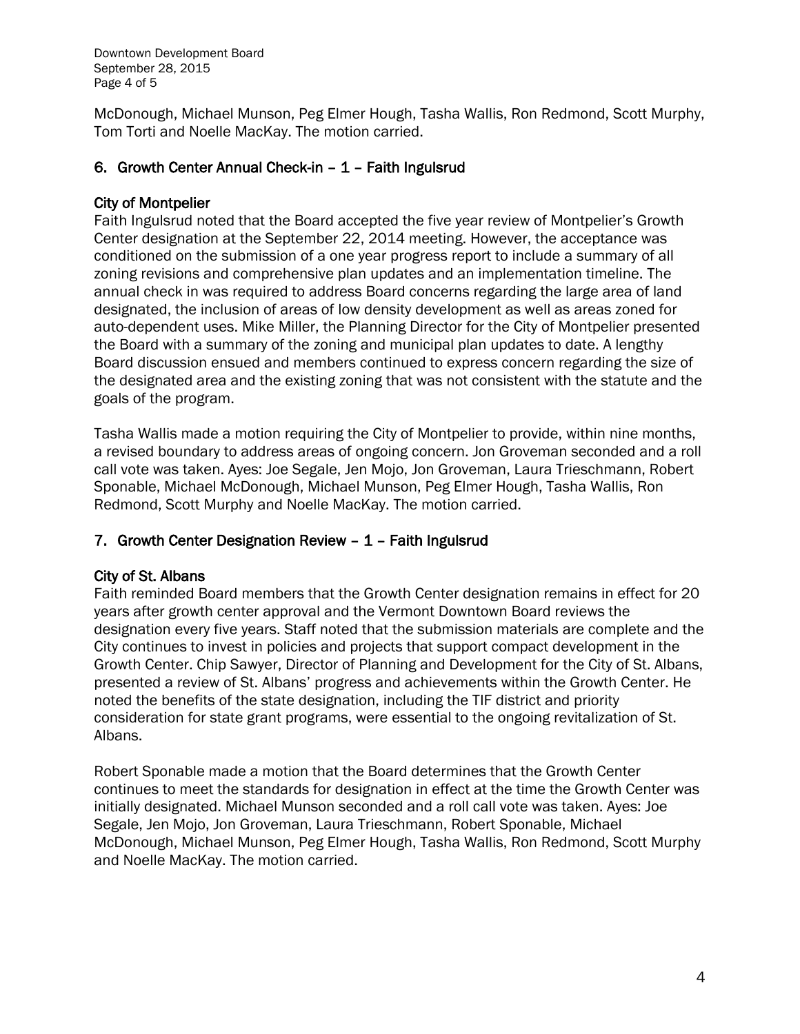McDonough, Michael Munson, Peg Elmer Hough, Tasha Wallis, Ron Redmond, Scott Murphy, Tom Torti and Noelle MacKay. The motion carried.

## 6. Growth Center Annual Check-in – 1 – Faith Ingulsrud

### City of Montpelier

Faith Ingulsrud noted that the Board accepted the five year review of Montpelier's Growth Center designation at the September 22, 2014 meeting. However, the acceptance was conditioned on the submission of a one year progress report to include a summary of all zoning revisions and comprehensive plan updates and an implementation timeline. The annual check in was required to address Board concerns regarding the large area of land designated, the inclusion of areas of low density development as well as areas zoned for auto-dependent uses. Mike Miller, the Planning Director for the City of Montpelier presented the Board with a summary of the zoning and municipal plan updates to date. A lengthy Board discussion ensued and members continued to express concern regarding the size of the designated area and the existing zoning that was not consistent with the statute and the goals of the program.

Tasha Wallis made a motion requiring the City of Montpelier to provide, within nine months, a revised boundary to address areas of ongoing concern. Jon Groveman seconded and a roll call vote was taken. Ayes: Joe Segale, Jen Mojo, Jon Groveman, Laura Trieschmann, Robert Sponable, Michael McDonough, Michael Munson, Peg Elmer Hough, Tasha Wallis, Ron Redmond, Scott Murphy and Noelle MacKay. The motion carried.

## 7. Growth Center Designation Review – 1 – Faith Ingulsrud

### City of St. Albans

Faith reminded Board members that the Growth Center designation remains in effect for 20 years after growth center approval and the Vermont Downtown Board reviews the designation every five years. Staff noted that the submission materials are complete and the City continues to invest in policies and projects that support compact development in the Growth Center. Chip Sawyer, Director of Planning and Development for the City of St. Albans, presented a review of St. Albans' progress and achievements within the Growth Center. He noted the benefits of the state designation, including the TIF district and priority consideration for state grant programs, were essential to the ongoing revitalization of St. Albans.

Robert Sponable made a motion that the Board determines that the Growth Center continues to meet the standards for designation in effect at the time the Growth Center was initially designated. Michael Munson seconded and a roll call vote was taken. Ayes: Joe Segale, Jen Mojo, Jon Groveman, Laura Trieschmann, Robert Sponable, Michael McDonough, Michael Munson, Peg Elmer Hough, Tasha Wallis, Ron Redmond, Scott Murphy and Noelle MacKay. The motion carried.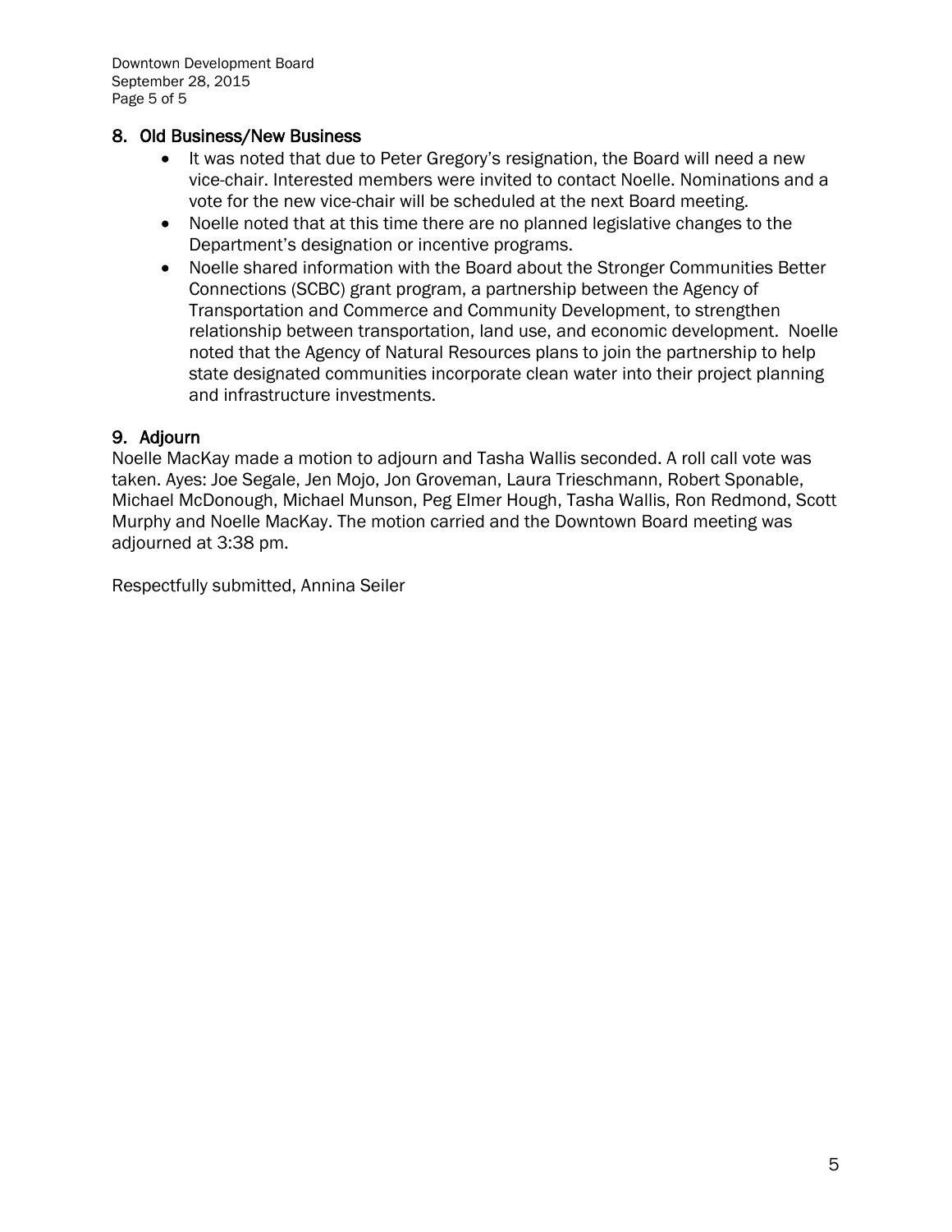## 8. Old Business/New Business

- It was noted that due to Peter Gregory's resignation, the Board will need a new vice-chair. Interested members were invited to contact Noelle. Nominations and a vote for the new vice-chair will be scheduled at the next Board meeting.
- Noelle noted that at this time there are no planned legislative changes to the Department's designation or incentive programs.
- Noelle shared information with the Board about the Stronger Communities Better Connections (SCBC) grant program, a partnership between the Agency of Transportation and Commerce and Community Development, to strengthen relationship between transportation, land use, and economic development. Noelle noted that the Agency of Natural Resources plans to join the partnership to help state designated communities incorporate clean water into their project planning and infrastructure investments.

## 9. Adjourn

Noelle MacKay made a motion to adjourn and Tasha Wallis seconded. A roll call vote was taken. Ayes: Joe Segale, Jen Mojo, Jon Groveman, Laura Trieschmann, Robert Sponable, Michael McDonough, Michael Munson, Peg Elmer Hough, Tasha Wallis, Ron Redmond, Scott Murphy and Noelle MacKay. The motion carried and the Downtown Board meeting was adjourned at 3:38 pm.

Respectfully submitted, Annina Seiler